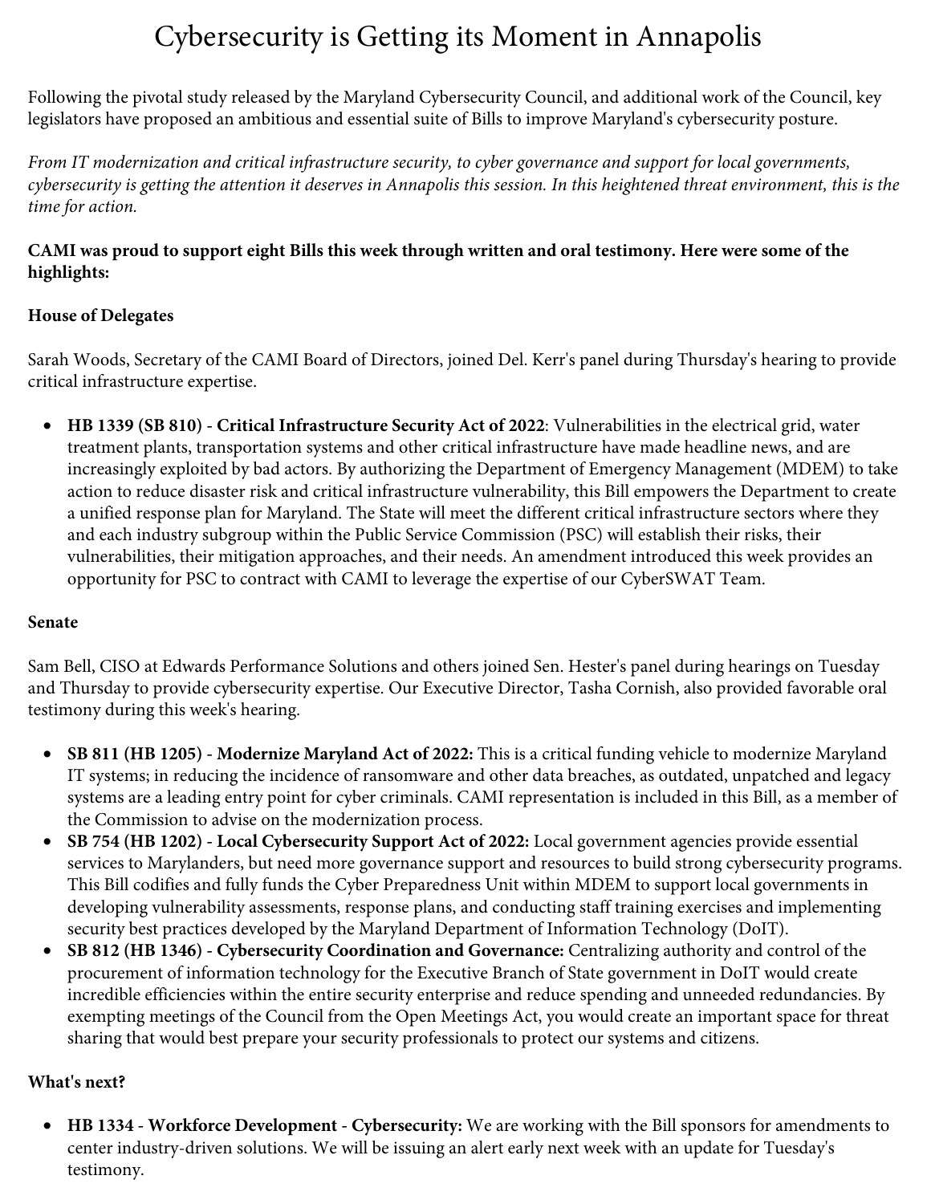# Cybersecurity is Getting its Moment in Annapolis

Following the pivotal study released by the Maryland Cybersecurity Council, and additional work of the Council, key legislators have proposed an ambitious and essential suite of Bills to improve Maryland's cybersecurity posture.

*From IT modernization and critical infrastructure security, to cyber governance and support for local governments, cybersecurity is getting the attention it deserves in Annapolis this session. In this heightened threat environment, this is the time for action.*

**CAMI was proud to support eight Bills this week through written and oral testimony. Here were some of the highlights:**

**House of Delegates**

Sarah Woods, Secretary of the CAMI Board of Directors, joined Del. Kerr's panel during Thursday's hearing to provide critical infrastructure expertise.

- **HB 1339 (SB 810) - Critical Infrastructure Security Act of 2022**: Vulnerabilities in the electrical grid, water treatment plants, transportation systems and other critical infrastructure have made headline news, and are increasingly exploited by bad actors. By authorizing the Department of Emergency Management (MDEM) to take action to reduce disaster risk and critical infrastructure vulnerability, this Bill empowers the Department to create a unified response plan for Maryland. The State will meet the different critical infrastructure sectors where they and each industry subgroup within the Public Service Commission (PSC) will establish their risks, their vulnerabilities, their mitigation approaches, and their needs. An amendment introduced this week provides an opportunity for PSC to contract with CAMI to leverage the expertise of our CyberSWAT Team.

**Senate**

Sam Bell, CISO at Edwards Performance Solutions and others joined Sen. Hester's panel during hearings on Tuesday and Thursday to provide cybersecurity expertise. Our Executive Director, Tasha Cornish, also provided favorable oral testimony during this week's hearing.

- **SB 811 (HB 1205) - Modernize Maryland Act of 2022:** This is a critical funding vehicle to modernize Maryland IT systems; in reducing the incidence of ransomware and other data breaches, as outdated, unpatched and legacy systems are a leading entry point for cyber criminals. CAMI representation is included in this Bill, as a member of the Commission to advise on the modernization process.
- **SB 754 (HB 1202) - Local Cybersecurity Support Act of 2022:** Local government agencies provide essential services to Marylanders, but need more governance support and resources to build strong cybersecurity programs. This Bill codifies and fully funds the Cyber Preparedness Unit within MDEM to support local governments in developing vulnerability assessments, response plans, and conducting staff training exercises and implementing security best practices developed by the Maryland Department of Information Technology (DoIT).
- **SB 812 (HB 1346) - Cybersecurity Coordination and Governance:** Centralizing authority and control of the procurement of information technology for the Executive Branch of State government in DoIT would create incredible efficiencies within the entire security enterprise and reduce spending and unneeded redundancies. By exempting meetings of the Council from the Open Meetings Act, you would create an important space for threat sharing that would best prepare your security professionals to protect our systems and citizens.

**What's next?**

- **HB 1334 - Workforce Development - Cybersecurity:** We are working with the Bill sponsors for amendments to center industry-driven solutions. We will be issuing an alert early next week with an update for Tuesday's testimony.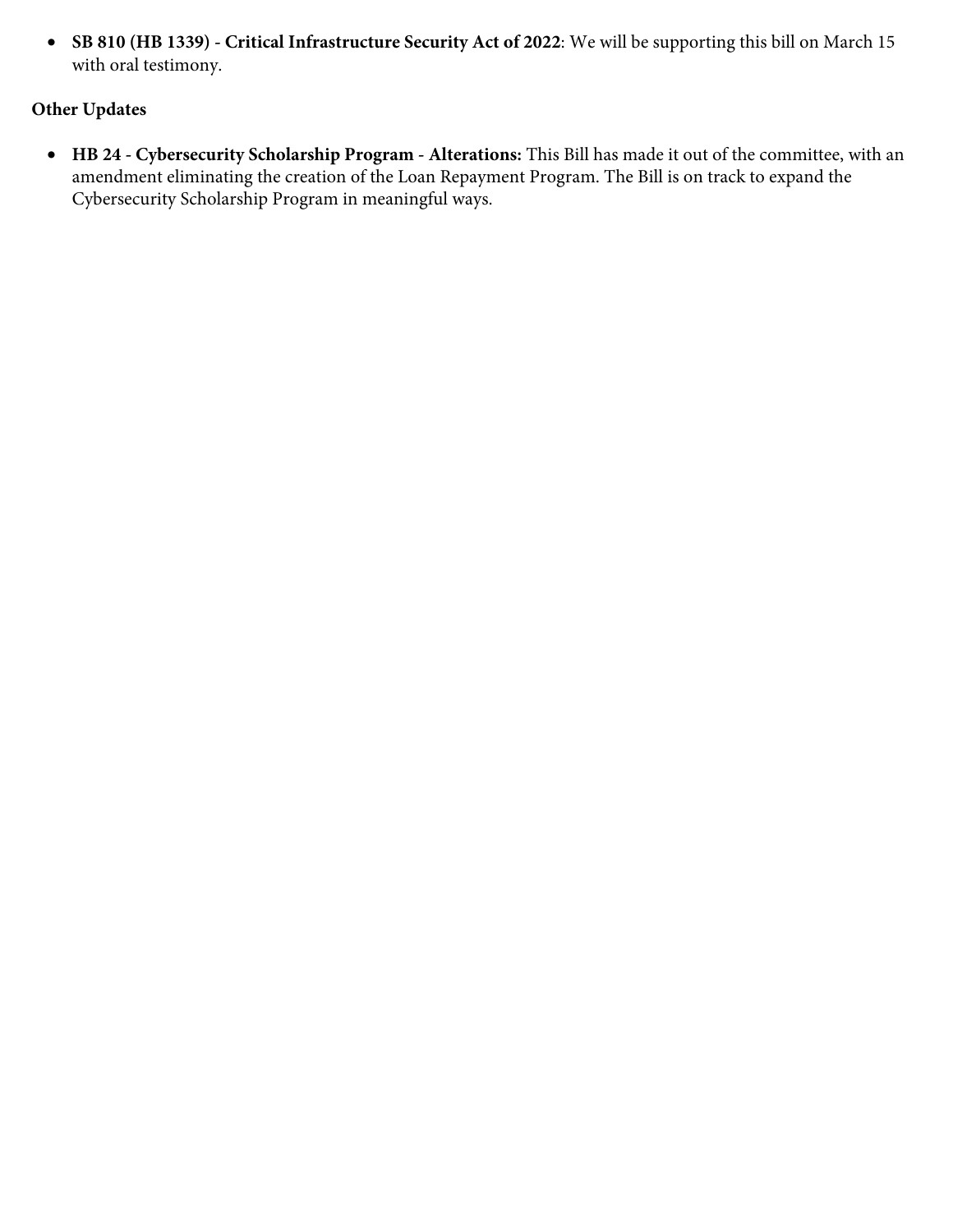- **SB 810 (HB 1339) - Critical Infrastructure Security Act of 2022**: We will be supporting this bill on March 15 with oral testimony.

**Other Updates**

- **HB 24 - Cybersecurity Scholarship Program - Alterations:** This Bill has made it out of the committee, with an amendment eliminating the creation of the Loan Repayment Program. The Bill is on track to expand the Cybersecurity Scholarship Program in meaningful ways.